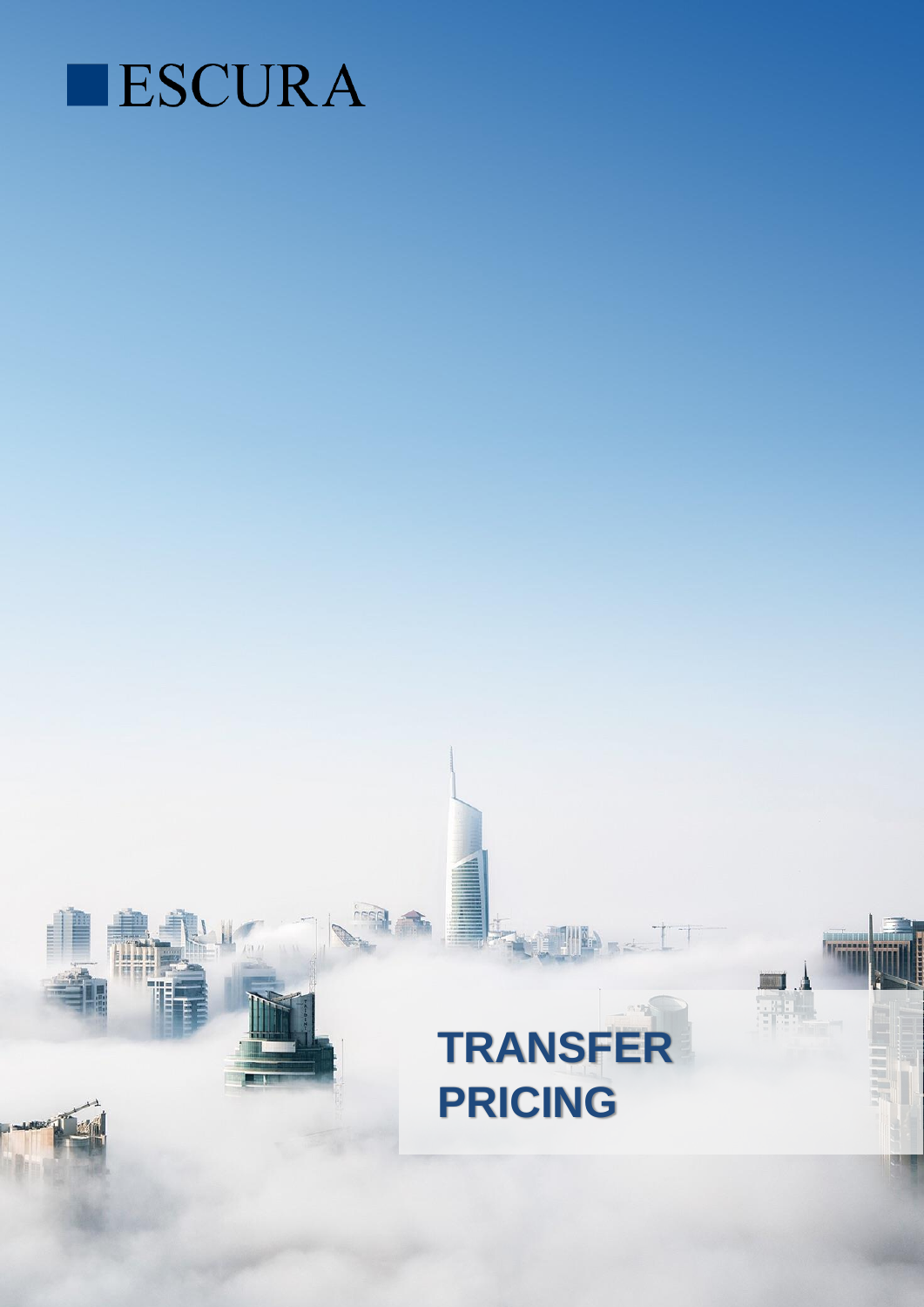ESCURA

# TRANSFER PRICING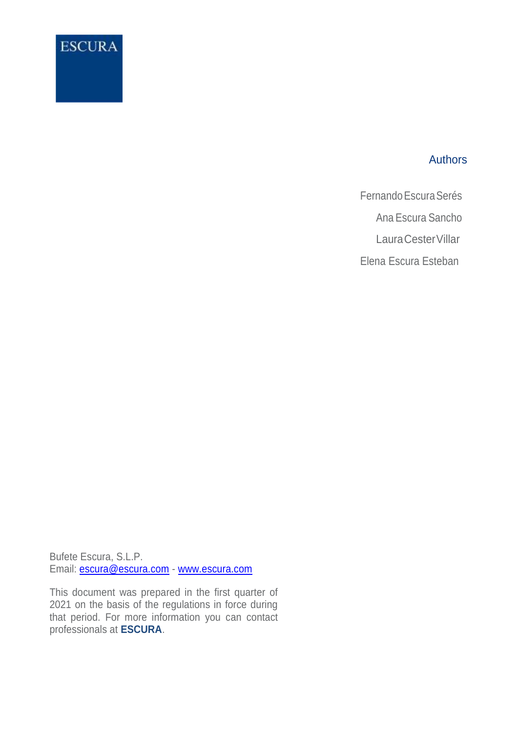ESCURA

Authors

Fernando Escura Serés

Ana Escura Sancho

Laura Cester Villar

Elena Escura Esteban

Bufete Escura, S.L.P.
Email: escura@escura.com - www.escura.com

This document was prepared in the first quarter of 2021 on the basis of the regulations in force during that period. For more information you can contact professionals at **ESCURA**.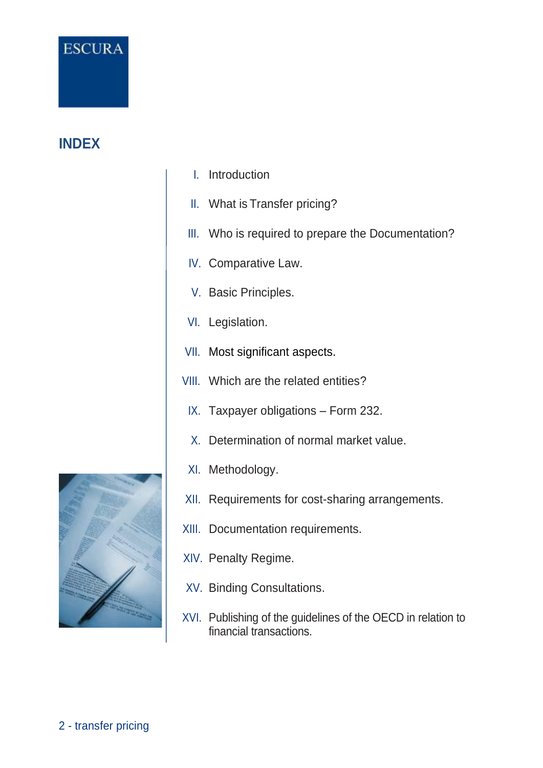# INDEX

I. Introduction

II. What is Transfer pricing?

III. Who is required to prepare the Documentation?

IV. Comparative Law.

V. Basic Principles.

VI. Legislation.

VII. Most significant aspects.

VIII. Which are the related entities?

IX. Taxpayer obligations – Form 232.

X. Determination of normal market value.

XI. Methodology.

XII. Requirements for cost-sharing arrangements.

XIII. Documentation requirements.

XIV. Penalty Regime.

XV. Binding Consultations.

XVI. Publishing of the guidelines of the OECD in relation to financial transactions.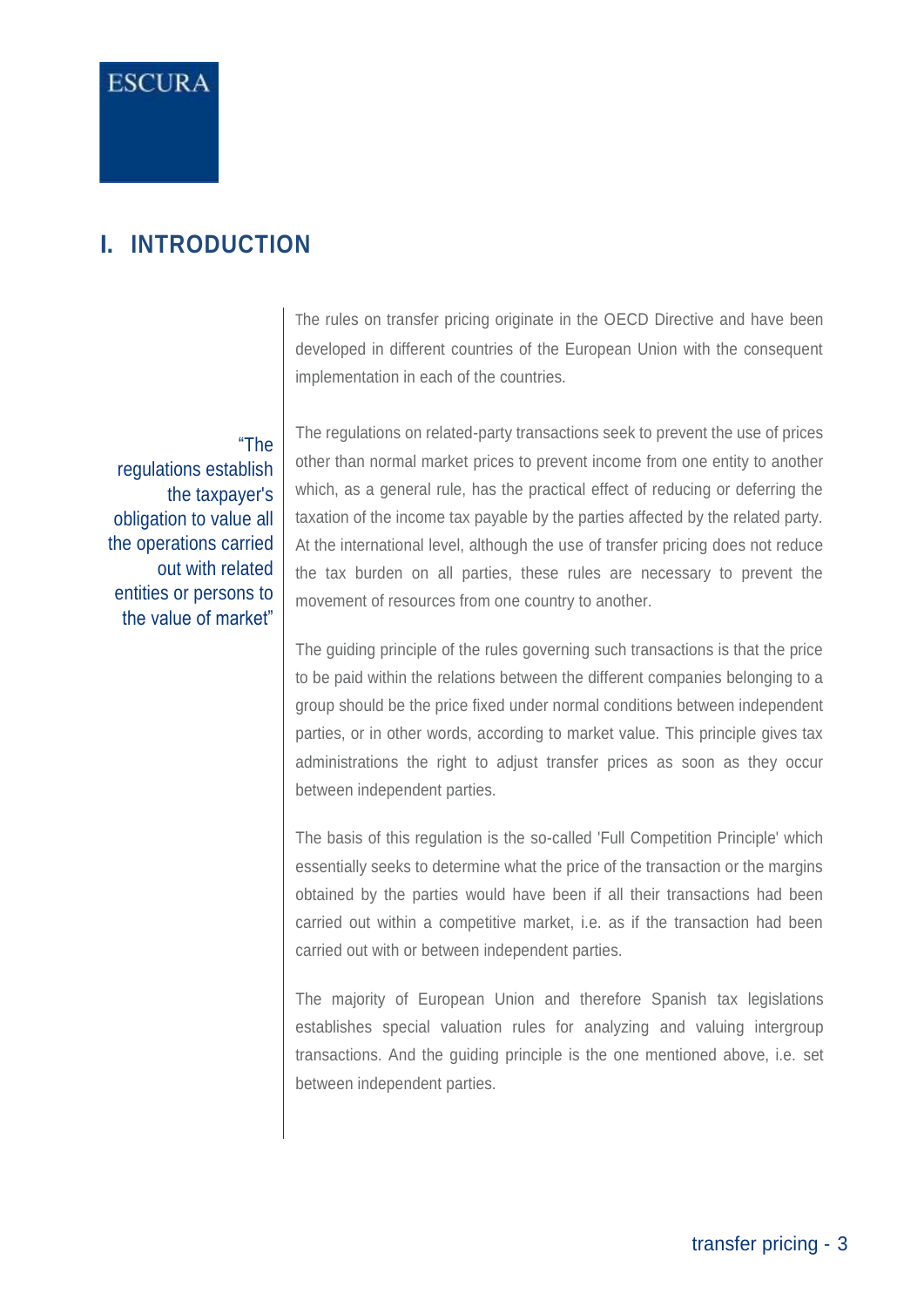# I. INTRODUCTION

The rules on transfer pricing originate in the OECD Directive and have been developed in different countries of the European Union with the consequent implementation in each of the countries.

> "The regulations establish the taxpayer's obligation to value all the operations carried out with related entities or persons to the value of market"

The regulations on related-party transactions seek to prevent the use of prices other than normal market prices to prevent income from one entity to another which, as a general rule, has the practical effect of reducing or deferring the taxation of the income tax payable by the parties affected by the related party. At the international level, although the use of transfer pricing does not reduce the tax burden on all parties, these rules are necessary to prevent the movement of resources from one country to another.

The guiding principle of the rules governing such transactions is that the price to be paid within the relations between the different companies belonging to a group should be the price fixed under normal conditions between independent parties, or in other words, according to market value. This principle gives tax administrations the right to adjust transfer prices as soon as they occur between independent parties.

The basis of this regulation is the so-called 'Full Competition Principle' which essentially seeks to determine what the price of the transaction or the margins obtained by the parties would have been if all their transactions had been carried out within a competitive market, i.e. as if the transaction had been carried out with or between independent parties.

The majority of European Union and therefore Spanish tax legislations establishes special valuation rules for analyzing and valuing intergroup transactions. And the guiding principle is the one mentioned above, i.e. set between independent parties.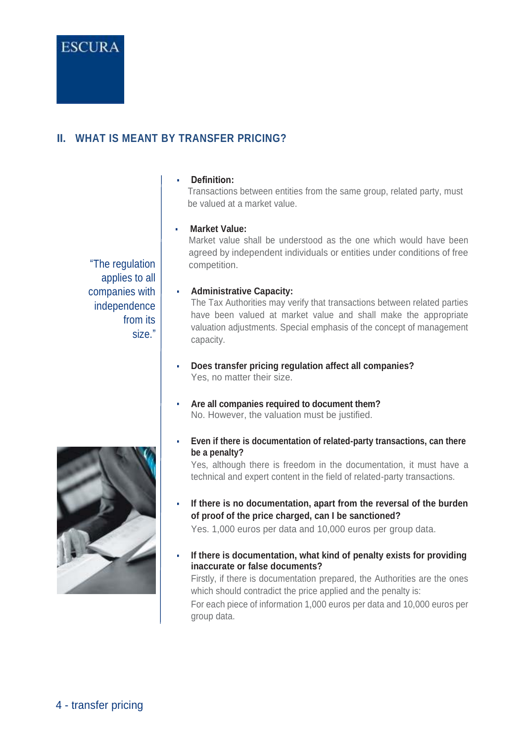## II. WHAT IS MEANT BY TRANSFER PRICING?

"The regulation applies to all companies with independence from its size."

- **Definition:**
  Transactions between entities from the same group, related party, must be valued at a market value.

- **Market Value:**
  Market value shall be understood as the one which would have been agreed by independent individuals or entities under conditions of free competition.

- **Administrative Capacity:**
  The Tax Authorities may verify that transactions between related parties have been valued at market value and shall make the appropriate valuation adjustments. Special emphasis of the concept of management capacity.

- **Does transfer pricing regulation affect all companies?**
  Yes, no matter their size.

- **Are all companies required to document them?**
  No. However, the valuation must be justified.

- **Even if there is documentation of related-party transactions, can there be a penalty?**
  Yes, although there is freedom in the documentation, it must have a technical and expert content in the field of related-party transactions.

- **If there is no documentation, apart from the reversal of the burden of proof of the price charged, can I be sanctioned?**
  Yes. 1,000 euros per data and 10,000 euros per group data.

- **If there is documentation, what kind of penalty exists for providing inaccurate or false documents?**
  Firstly, if there is documentation prepared, the Authorities are the ones which should contradict the price applied and the penalty is:
  For each piece of information 1,000 euros per data and 10,000 euros per group data.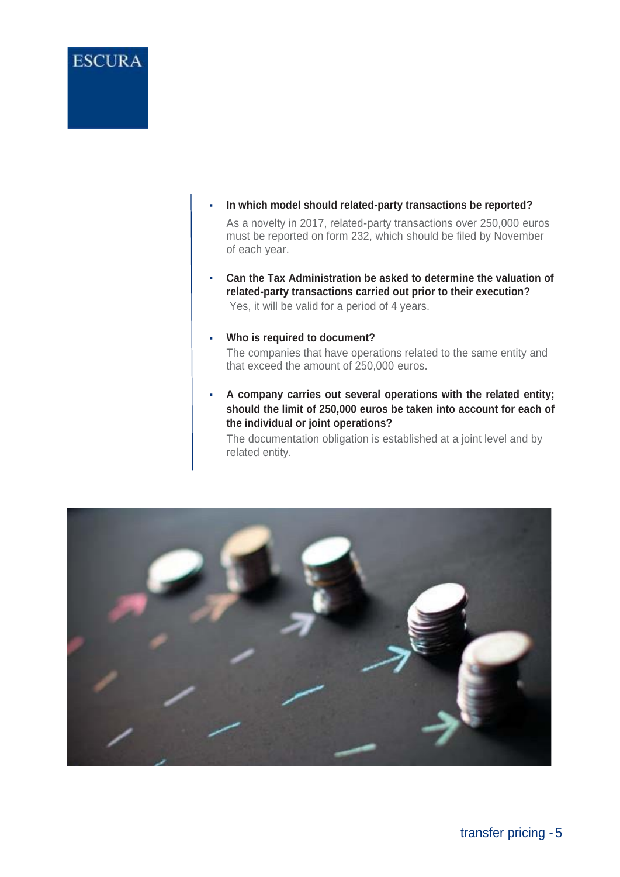- **In which model should related-party transactions be reported?**

  As a novelty in 2017, related-party transactions over 250,000 euros must be reported on form 232, which should be filed by November of each year.

- **Can the Tax Administration be asked to determine the valuation of related-party transactions carried out prior to their execution?**

  Yes, it will be valid for a period of 4 years.

- **Who is required to document?**

  The companies that have operations related to the same entity and that exceed the amount of 250,000 euros.

- **A company carries out several operations with the related entity; should the limit of 250,000 euros be taken into account for each of the individual or joint operations?**

  The documentation obligation is established at a joint level and by related entity.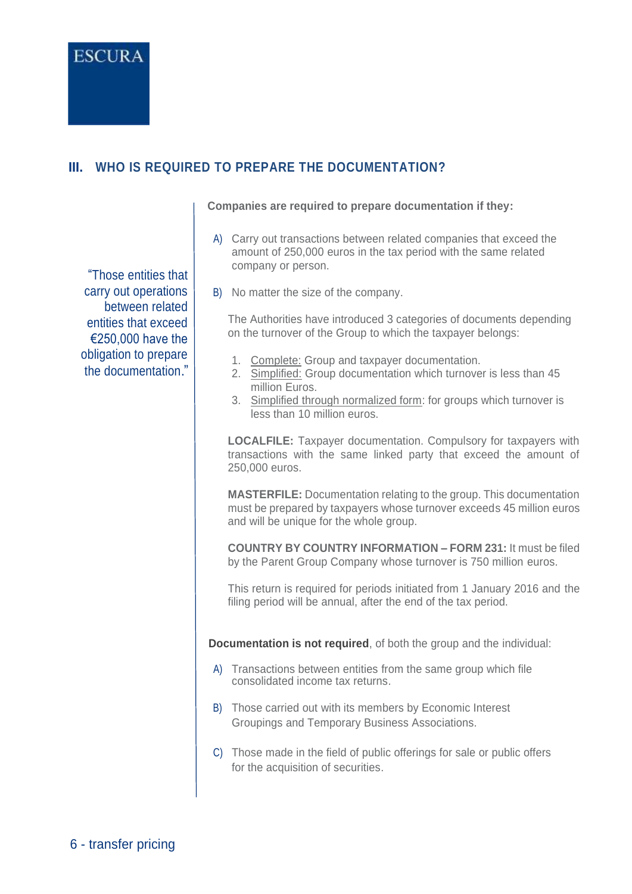## III. WHO IS REQUIRED TO PREPARE THE DOCUMENTATION?

"Those entities that carry out operations between related entities that exceed €250,000 have the obligation to prepare the documentation."

**Companies are required to prepare documentation if they:**

A) Carry out transactions between related companies that exceed the amount of 250,000 euros in the tax period with the same related company or person.

B) No matter the size of the company.

The Authorities have introduced 3 categories of documents depending on the turnover of the Group to which the taxpayer belongs:

1. Complete: Group and taxpayer documentation.
2. Simplified: Group documentation which turnover is less than 45 million Euros.
3. Simplified through normalized form: for groups which turnover is less than 10 million euros.

**LOCALFILE:** Taxpayer documentation. Compulsory for taxpayers with transactions with the same linked party that exceed the amount of 250,000 euros.

**MASTERFILE:** Documentation relating to the group. This documentation must be prepared by taxpayers whose turnover exceeds 45 million euros and will be unique for the whole group.

**COUNTRY BY COUNTRY INFORMATION – FORM 231:** It must be filed by the Parent Group Company whose turnover is 750 million euros.

This return is required for periods initiated from 1 January 2016 and the filing period will be annual, after the end of the tax period.

**Documentation is not required**, of both the group and the individual:

A) Transactions between entities from the same group which file consolidated income tax returns.

B) Those carried out with its members by Economic Interest Groupings and Temporary Business Associations.

C) Those made in the field of public offerings for sale or public offers for the acquisition of securities.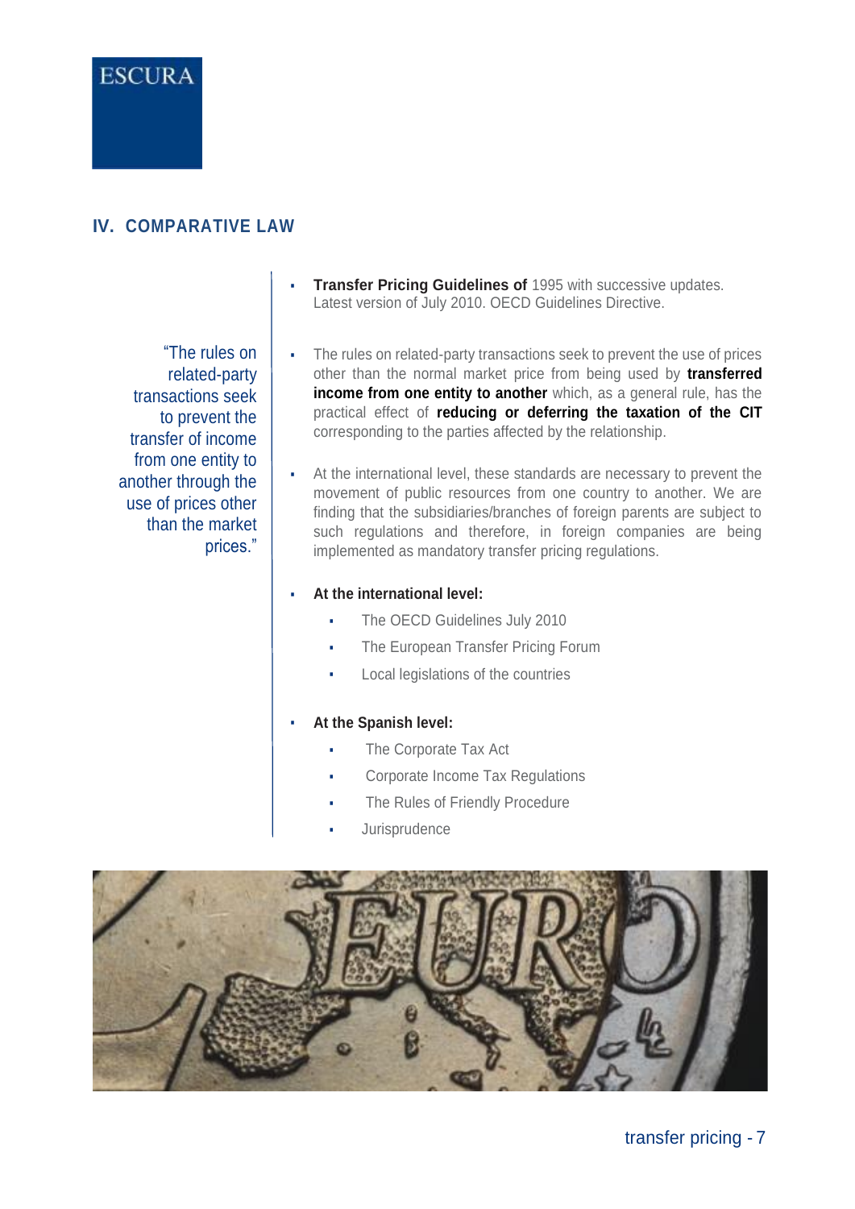## IV. COMPARATIVE LAW

> "The rules on related-party transactions seek to prevent the transfer of income from one entity to another through the use of prices other than the market prices."

- **Transfer Pricing Guidelines of** 1995 with successive updates. Latest version of July 2010. OECD Guidelines Directive.
- The rules on related-party transactions seek to prevent the use of prices other than the normal market price from being used by **transferred income from one entity to another** which, as a general rule, has the practical effect of **reducing or deferring the taxation of the CIT** corresponding to the parties affected by the relationship.
- At the international level, these standards are necessary to prevent the movement of public resources from one country to another. We are finding that the subsidiaries/branches of foreign parents are subject to such regulations and therefore, in foreign companies are being implemented as mandatory transfer pricing regulations.
- **At the international level:**
  - The OECD Guidelines July 2010
  - The European Transfer Pricing Forum
  - Local legislations of the countries
- **At the Spanish level:**
  - The Corporate Tax Act
  - Corporate Income Tax Regulations
  - The Rules of Friendly Procedure
  - Jurisprudence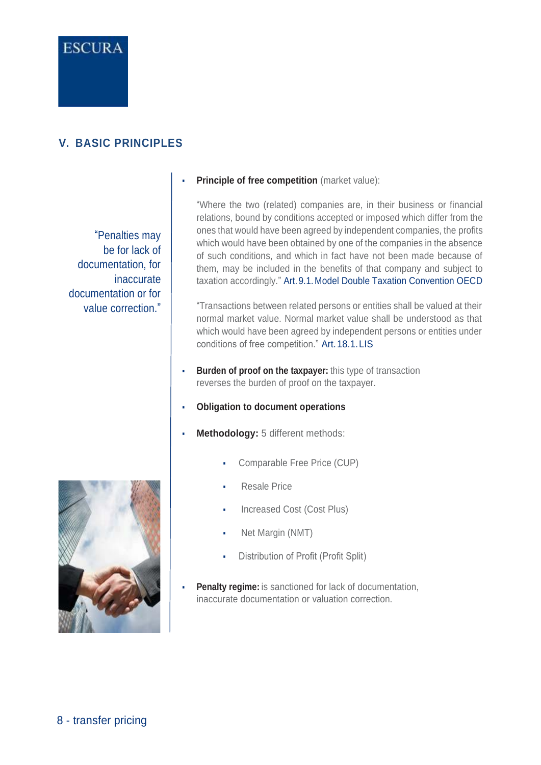## V. BASIC PRINCIPLES

"Penalties may be for lack of documentation, for inaccurate documentation or for value correction."

- **Principle of free competition** (market value):

  "Where the two (related) companies are, in their business or financial relations, bound by conditions accepted or imposed which differ from the ones that would have been agreed by independent companies, the profits which would have been obtained by one of the companies in the absence of such conditions, and which in fact have not been made because of them, may be included in the benefits of that company and subject to taxation accordingly." Art. 9.1. Model Double Taxation Convention OECD

  "Transactions between related persons or entities shall be valued at their normal market value. Normal market value shall be understood as that which would have been agreed by independent persons or entities under conditions of free competition." Art. 18.1. LIS

- **Burden of proof on the taxpayer:** this type of transaction reverses the burden of proof on the taxpayer.

- **Obligation to document operations**

- **Methodology:** 5 different methods:

  - Comparable Free Price (CUP)
  - Resale Price
  - Increased Cost (Cost Plus)
  - Net Margin (NMT)
  - Distribution of Profit (Profit Split)

- **Penalty regime:** is sanctioned for lack of documentation, inaccurate documentation or valuation correction.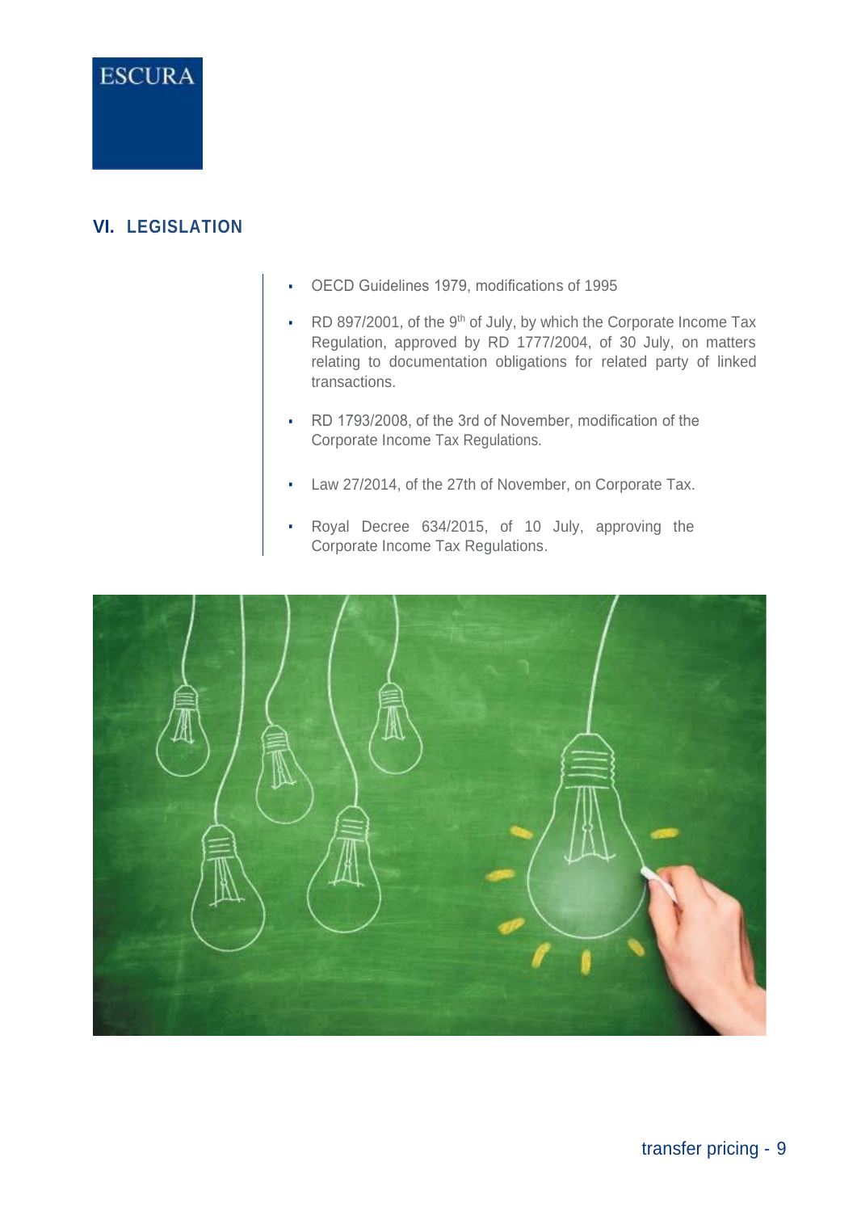## VI. LEGISLATION

- OECD Guidelines 1979, modifications of 1995
- RD 897/2001, of the 9th of July, by which the Corporate Income Tax Regulation, approved by RD 1777/2004, of 30 July, on matters relating to documentation obligations for related party of linked transactions.
- RD 1793/2008, of the 3rd of November, modification of the Corporate Income Tax Regulations.
- Law 27/2014, of the 27th of November, on Corporate Tax.
- Royal Decree 634/2015, of 10 July, approving the Corporate Income Tax Regulations.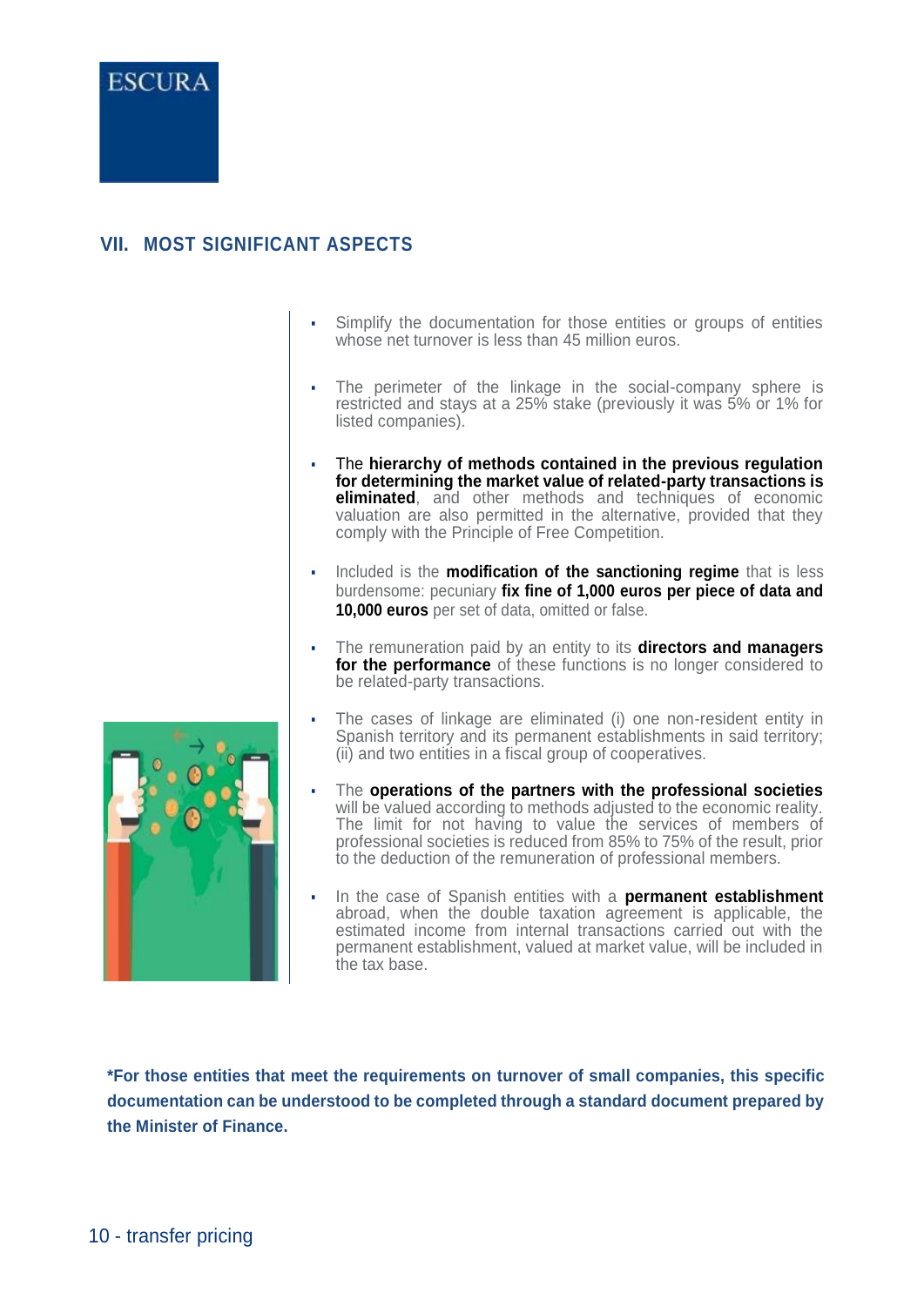## VII. MOST SIGNIFICANT ASPECTS

- Simplify the documentation for those entities or groups of entities whose net turnover is less than 45 million euros.
- The perimeter of the linkage in the social-company sphere is restricted and stays at a 25% stake (previously it was 5% or 1% for listed companies).
- The **hierarchy of methods contained in the previous regulation for determining the market value of related-party transactions is eliminated**, and other methods and techniques of economic valuation are also permitted in the alternative, provided that they comply with the Principle of Free Competition.
- Included is the **modification of the sanctioning regime** that is less burdensome: pecuniary **fix fine of 1,000 euros per piece of data and 10,000 euros** per set of data, omitted or false.
- The remuneration paid by an entity to its **directors and managers for the performance** of these functions is no longer considered to be related-party transactions.
- The cases of linkage are eliminated (i) one non-resident entity in Spanish territory and its permanent establishments in said territory; (ii) and two entities in a fiscal group of cooperatives.
- The **operations of the partners with the professional societies** will be valued according to methods adjusted to the economic reality. The limit for not having to value the services of members of professional societies is reduced from 85% to 75% of the result, prior to the deduction of the remuneration of professional members.
- In the case of Spanish entities with a **permanent establishment** abroad, when the double taxation agreement is applicable, the estimated income from internal transactions carried out with the permanent establishment, valued at market value, will be included in the tax base.

**\*For those entities that meet the requirements on turnover of small companies, this specific documentation can be understood to be completed through a standard document prepared by the Minister of Finance.**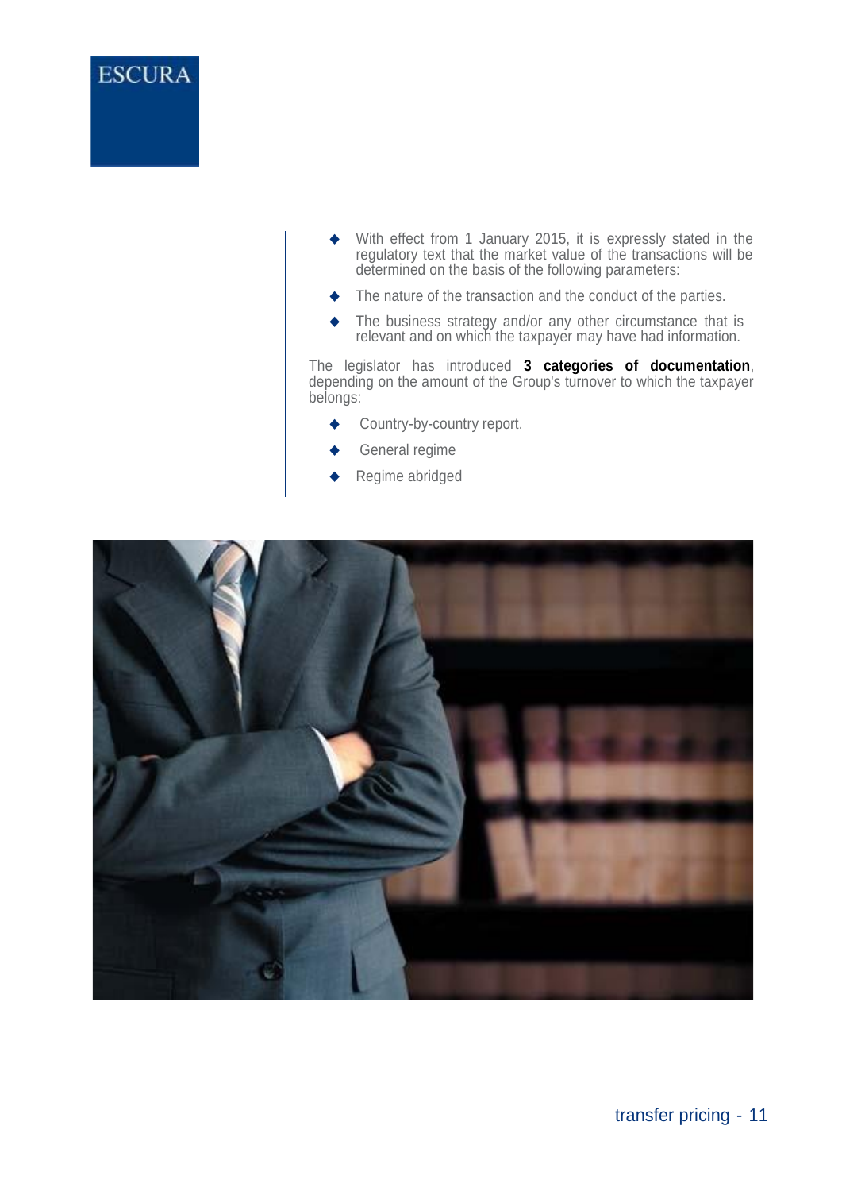- With effect from 1 January 2015, it is expressly stated in the regulatory text that the market value of the transactions will be determined on the basis of the following parameters:
- The nature of the transaction and the conduct of the parties.
- The business strategy and/or any other circumstance that is relevant and on which the taxpayer may have had information.

The legislator has introduced **3 categories of documentation**, depending on the amount of the Group's turnover to which the taxpayer belongs:

- Country-by-country report.
- General regime
- Regime abridged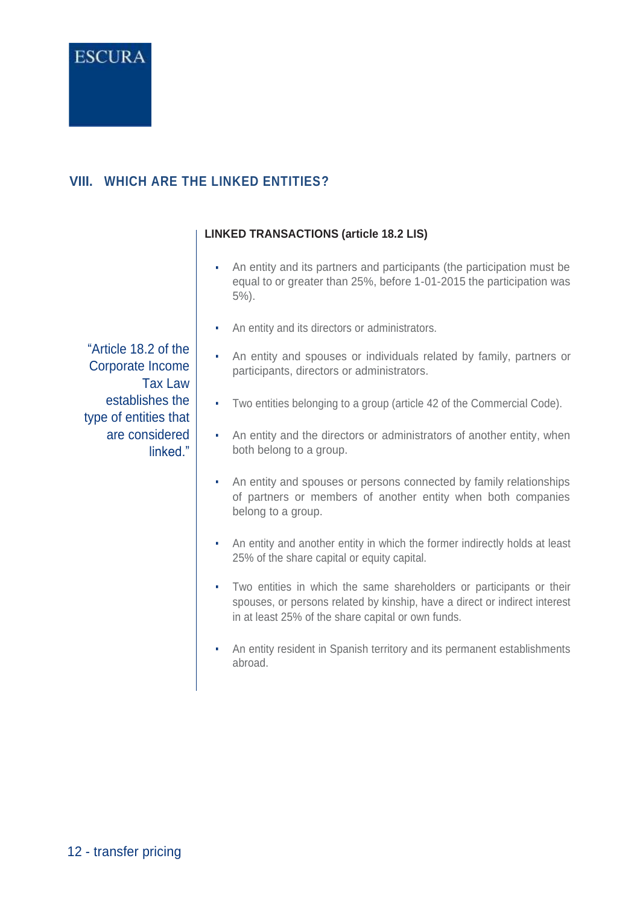## VIII. WHICH ARE THE LINKED ENTITIES?

"Article 18.2 of the Corporate Income Tax Law establishes the type of entities that are considered linked."

**LINKED TRANSACTIONS (article 18.2 LIS)**

- An entity and its partners and participants (the participation must be equal to or greater than 25%, before 1-01-2015 the participation was 5%).
- An entity and its directors or administrators.
- An entity and spouses or individuals related by family, partners or participants, directors or administrators.
- Two entities belonging to a group (article 42 of the Commercial Code).
- An entity and the directors or administrators of another entity, when both belong to a group.
- An entity and spouses or persons connected by family relationships of partners or members of another entity when both companies belong to a group.
- An entity and another entity in which the former indirectly holds at least 25% of the share capital or equity capital.
- Two entities in which the same shareholders or participants or their spouses, or persons related by kinship, have a direct or indirect interest in at least 25% of the share capital or own funds.
- An entity resident in Spanish territory and its permanent establishments abroad.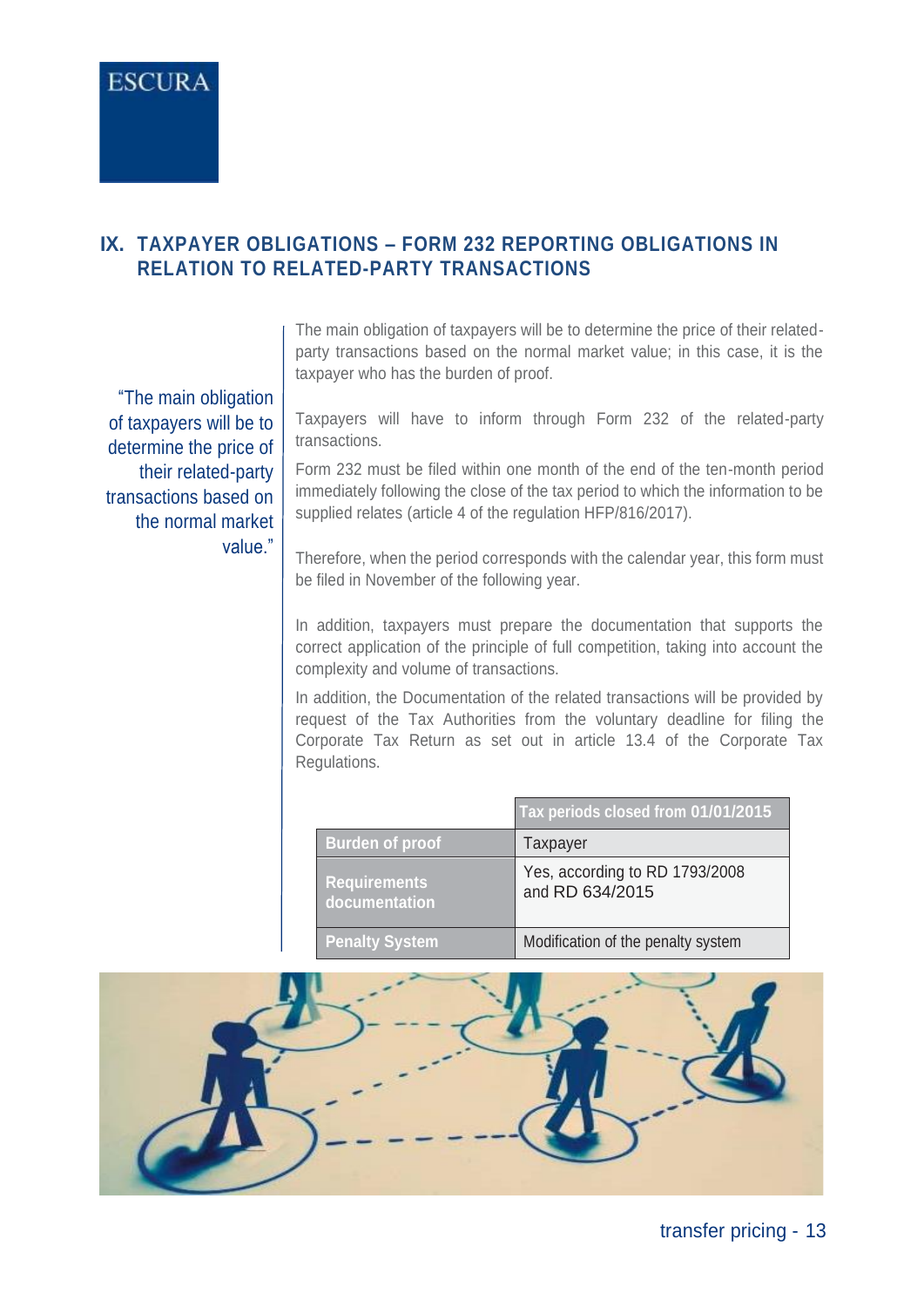## IX. TAXPAYER OBLIGATIONS – FORM 232 REPORTING OBLIGATIONS IN RELATION TO RELATED-PARTY TRANSACTIONS

"The main obligation of taxpayers will be to determine the price of their related-party transactions based on the normal market value."

The main obligation of taxpayers will be to determine the price of their related-party transactions based on the normal market value; in this case, it is the taxpayer who has the burden of proof.

Taxpayers will have to inform through Form 232 of the related-party transactions.

Form 232 must be filed within one month of the end of the ten-month period immediately following the close of the tax period to which the information to be supplied relates (article 4 of the regulation HFP/816/2017).

Therefore, when the period corresponds with the calendar year, this form must be filed in November of the following year.

In addition, taxpayers must prepare the documentation that supports the correct application of the principle of full competition, taking into account the complexity and volume of transactions.

In addition, the Documentation of the related transactions will be provided by request of the Tax Authorities from the voluntary deadline for filing the Corporate Tax Return as set out in article 13.4 of the Corporate Tax Regulations.

| | Tax periods closed from 01/01/2015 |
|---|---|
| **Burden of proof** | Taxpayer |
| **Requirements documentation** | Yes, according to RD 1793/2008 and RD 634/2015 |
| **Penalty System** | Modification of the penalty system |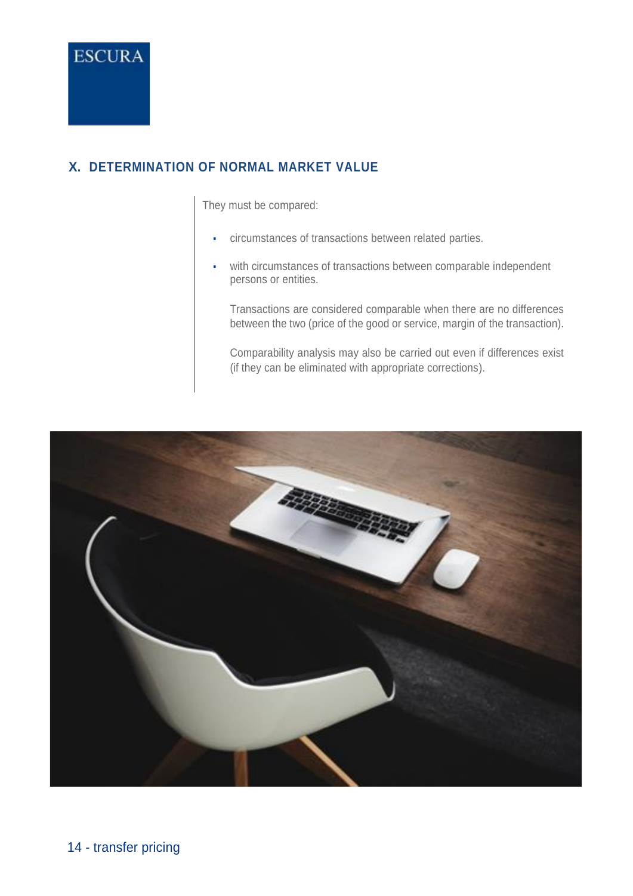## X. DETERMINATION OF NORMAL MARKET VALUE

They must be compared:

- circumstances of transactions between related parties.
- with circumstances of transactions between comparable independent persons or entities.

  Transactions are considered comparable when there are no differences between the two (price of the good or service, margin of the transaction).

  Comparability analysis may also be carried out even if differences exist (if they can be eliminated with appropriate corrections).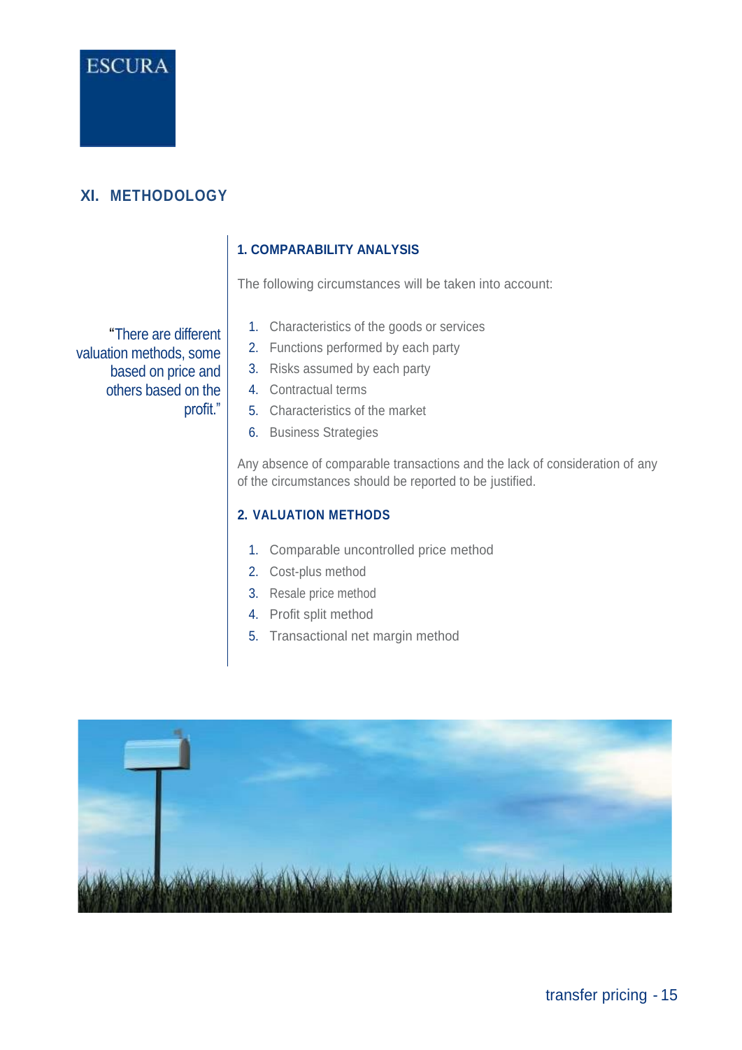ESCURA

## XI. METHODOLOGY

"There are different valuation methods, some based on price and others based on the profit."

### 1. COMPARABILITY ANALYSIS

The following circumstances will be taken into account:

1. Characteristics of the goods or services
2. Functions performed by each party
3. Risks assumed by each party
4. Contractual terms
5. Characteristics of the market
6. Business Strategies

Any absence of comparable transactions and the lack of consideration of any of the circumstances should be reported to be justified.

### 2. VALUATION METHODS

1. Comparable uncontrolled price method
2. Cost-plus method
3. Resale price method
4. Profit split method
5. Transactional net margin method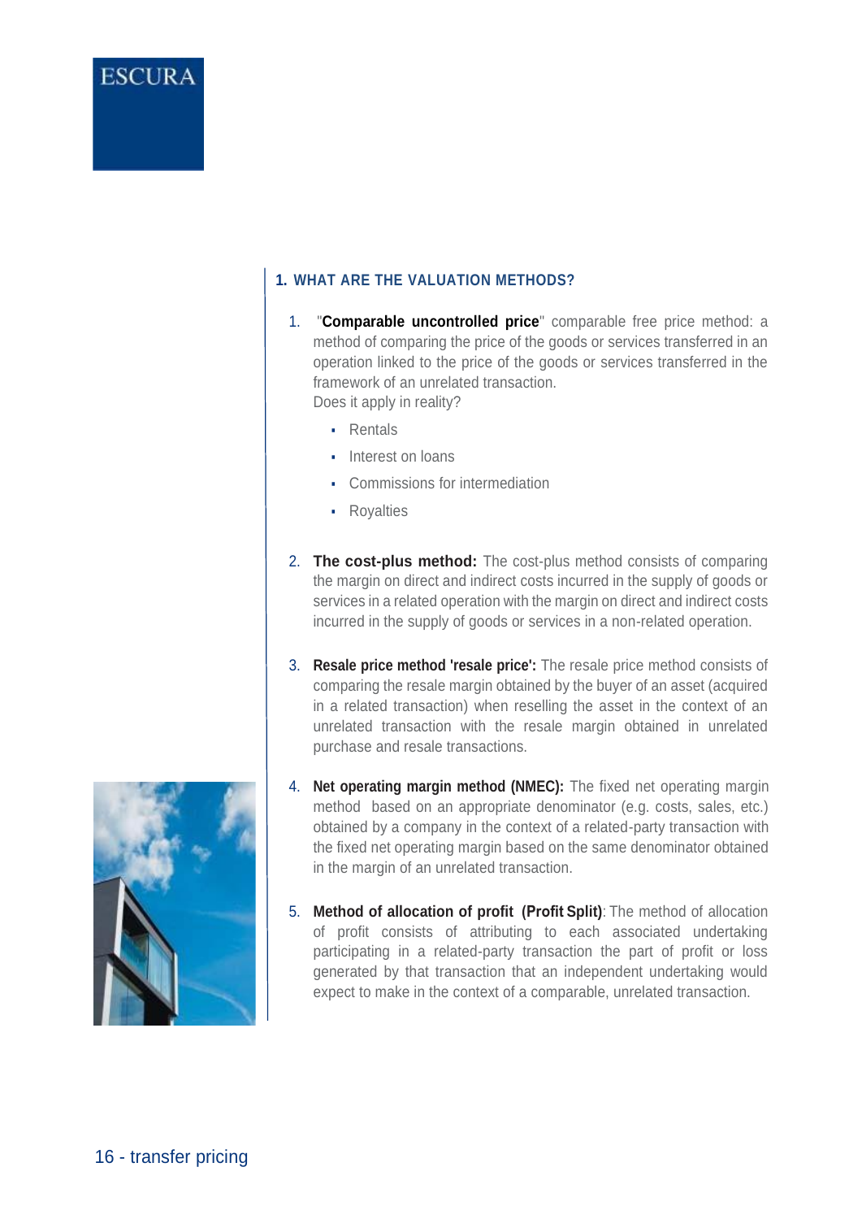## 1. WHAT ARE THE VALUATION METHODS?

1. "**Comparable uncontrolled price**" comparable free price method: a method of comparing the price of the goods or services transferred in an operation linked to the price of the goods or services transferred in the framework of an unrelated transaction.
   Does it apply in reality?
   - Rentals
   - Interest on loans
   - Commissions for intermediation
   - Royalties

2. **The cost-plus method:** The cost-plus method consists of comparing the margin on direct and indirect costs incurred in the supply of goods or services in a related operation with the margin on direct and indirect costs incurred in the supply of goods or services in a non-related operation.

3. **Resale price method 'resale price':** The resale price method consists of comparing the resale margin obtained by the buyer of an asset (acquired in a related transaction) when reselling the asset in the context of an unrelated transaction with the resale margin obtained in unrelated purchase and resale transactions.

4. **Net operating margin method (NMEC):** The fixed net operating margin method based on an appropriate denominator (e.g. costs, sales, etc.) obtained by a company in the context of a related-party transaction with the fixed net operating margin based on the same denominator obtained in the margin of an unrelated transaction.

5. **Method of allocation of profit (Profit Split)**: The method of allocation of profit consists of attributing to each associated undertaking participating in a related-party transaction the part of profit or loss generated by that transaction that an independent undertaking would expect to make in the context of a comparable, unrelated transaction.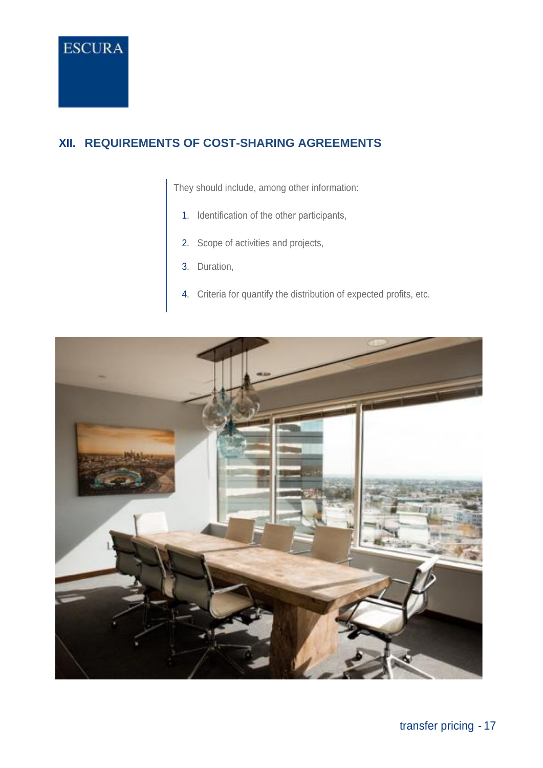## XII. REQUIREMENTS OF COST-SHARING AGREEMENTS

They should include, among other information:

1. Identification of the other participants,
2. Scope of activities and projects,
3. Duration,
4. Criteria for quantify the distribution of expected profits, etc.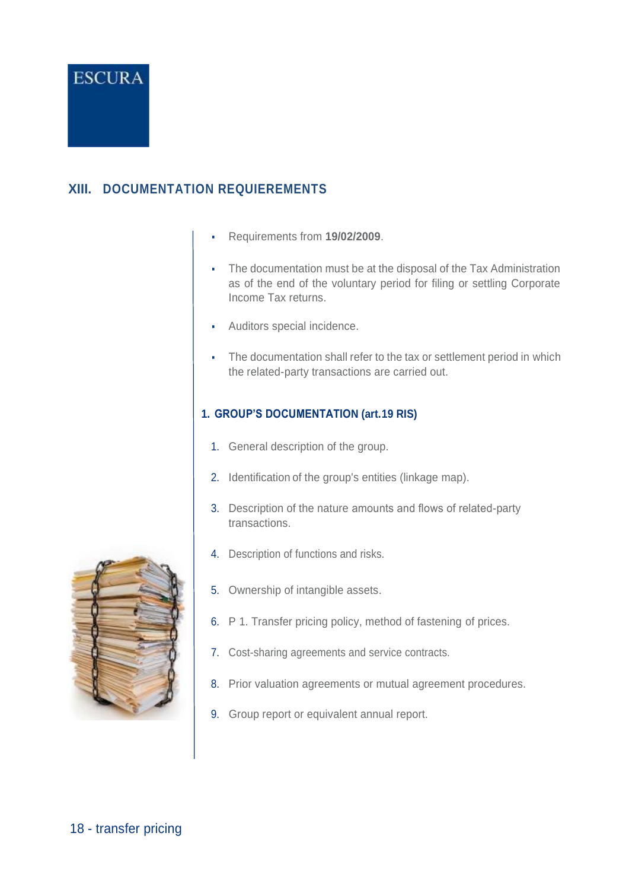## XIII. DOCUMENTATION REQUIEREMENTS

- Requirements from **19/02/2009**.
- The documentation must be at the disposal of the Tax Administration as of the end of the voluntary period for filing or settling Corporate Income Tax returns.
- Auditors special incidence.
- The documentation shall refer to the tax or settlement period in which the related-party transactions are carried out.

### 1. GROUP'S DOCUMENTATION (art.19 RIS)

1. General description of the group.
2. Identification of the group's entities (linkage map).
3. Description of the nature amounts and flows of related-party transactions.
4. Description of functions and risks.
5. Ownership of intangible assets.
6. P 1. Transfer pricing policy, method of fastening of prices.
7. Cost-sharing agreements and service contracts.
8. Prior valuation agreements or mutual agreement procedures.
9. Group report or equivalent annual report.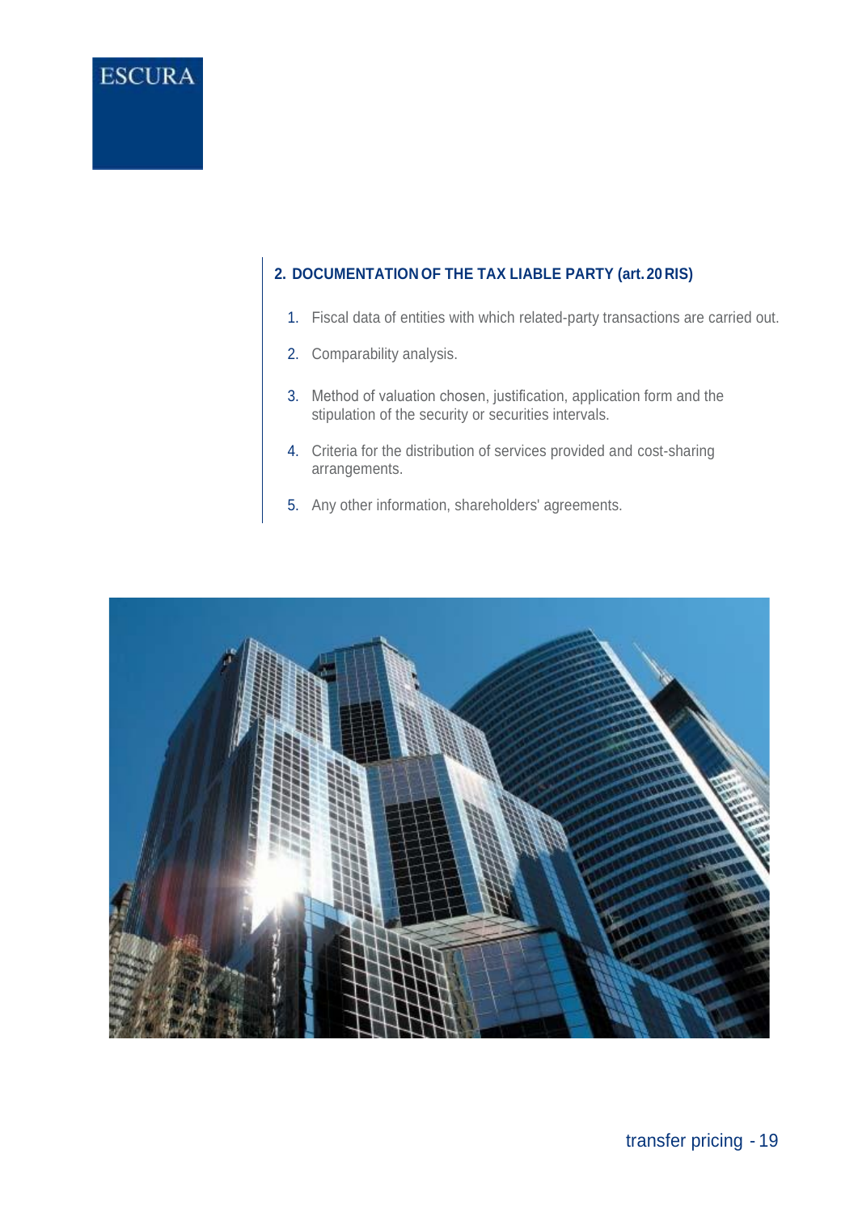## 2. DOCUMENTATION OF THE TAX LIABLE PARTY (art. 20 RIS)

1. Fiscal data of entities with which related-party transactions are carried out.
2. Comparability analysis.
3. Method of valuation chosen, justification, application form and the stipulation of the security or securities intervals.
4. Criteria for the distribution of services provided and cost-sharing arrangements.
5. Any other information, shareholders' agreements.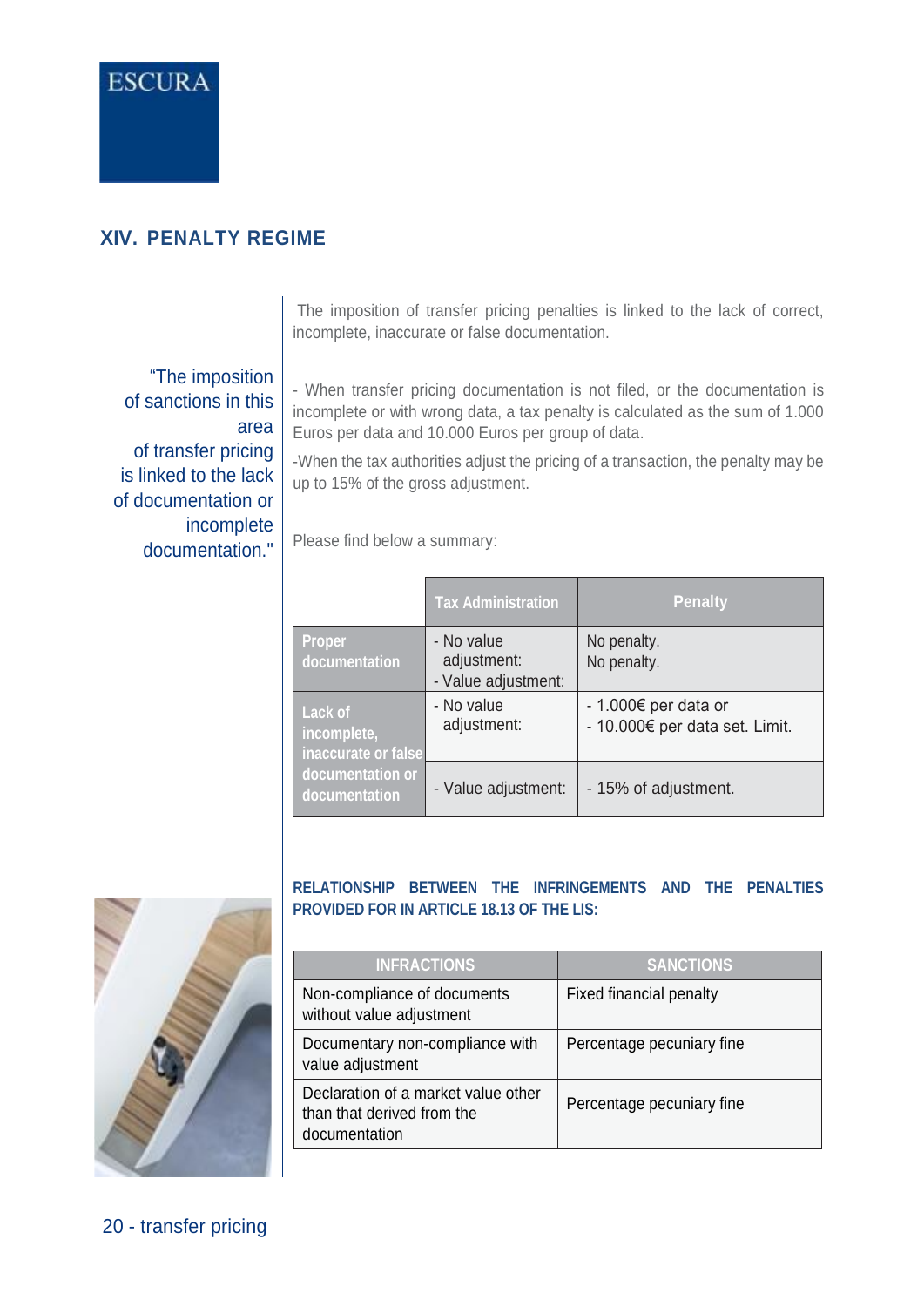## XIV. PENALTY REGIME

"The imposition of sanctions in this area of transfer pricing is linked to the lack of documentation or incomplete documentation."

The imposition of transfer pricing penalties is linked to the lack of correct, incomplete, inaccurate or false documentation.

- When transfer pricing documentation is not filed, or the documentation is incomplete or with wrong data, a tax penalty is calculated as the sum of 1.000 Euros per data and 10.000 Euros per group of data.

-When the tax authorities adjust the pricing of a transaction, the penalty may be up to 15% of the gross adjustment.

Please find below a summary:

| | Tax Administration | Penalty |
|---|---|---|
| Proper documentation | - No value adjustment:<br>- Value adjustment: | No penalty.<br>No penalty. |
| Lack of incomplete, inaccurate or false documentation or documentation | - No value adjustment: | - 1.000€ per data or<br>- 10.000€ per data set. Limit. |
| | - Value adjustment: | - 15% of adjustment. |

**RELATIONSHIP BETWEEN THE INFRINGEMENTS AND THE PENALTIES PROVIDED FOR IN ARTICLE 18.13 OF THE LIS:**

| INFRACTIONS | SANCTIONS |
|---|---|
| Non-compliance of documents without value adjustment | Fixed financial penalty |
| Documentary non-compliance with value adjustment | Percentage pecuniary fine |
| Declaration of a market value other than that derived from the documentation | Percentage pecuniary fine |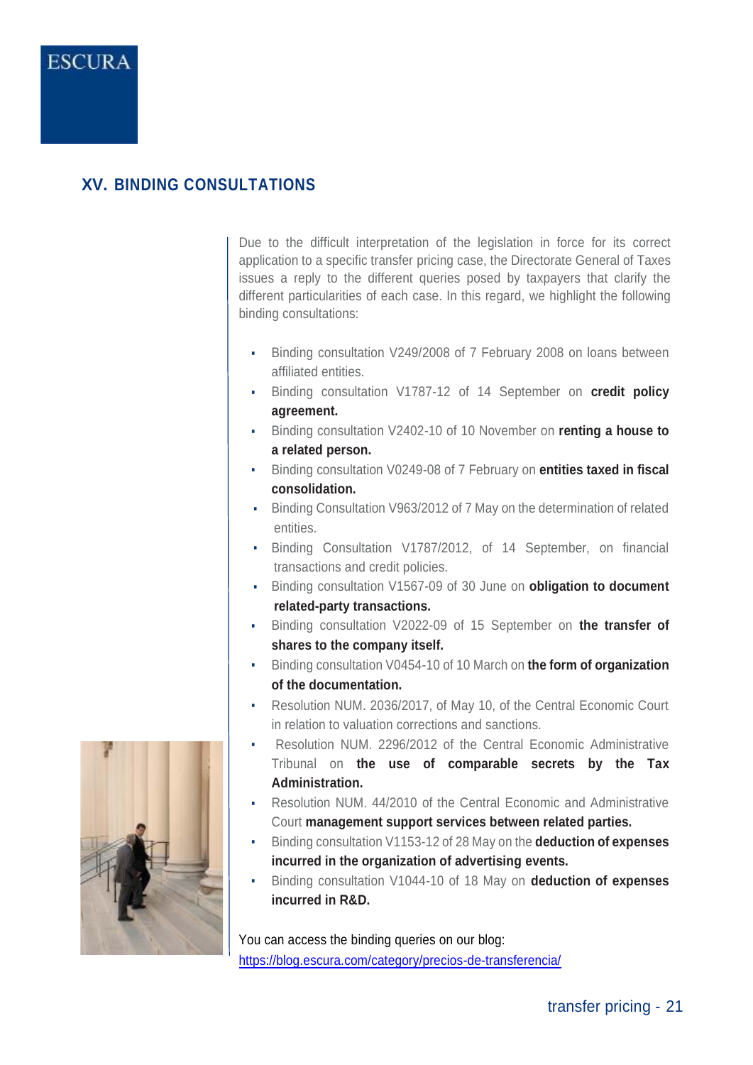## XV. BINDING CONSULTATIONS

Due to the difficult interpretation of the legislation in force for its correct application to a specific transfer pricing case, the Directorate General of Taxes issues a reply to the different queries posed by taxpayers that clarify the different particularities of each case. In this regard, we highlight the following binding consultations:

- Binding consultation V249/2008 of 7 February 2008 on loans between affiliated entities.
- Binding consultation V1787-12 of 14 September on **credit policy agreement.**
- Binding consultation V2402-10 of 10 November on **renting a house to a related person.**
- Binding consultation V0249-08 of 7 February on **entities taxed in fiscal consolidation.**
- Binding Consultation V963/2012 of 7 May on the determination of related entities.
- Binding Consultation V1787/2012, of 14 September, on financial transactions and credit policies.
- Binding consultation V1567-09 of 30 June on **obligation to document related-party transactions.**
- Binding consultation V2022-09 of 15 September on **the transfer of shares to the company itself.**
- Binding consultation V0454-10 of 10 March on **the form of organization of the documentation.**
- Resolution NUM. 2036/2017, of May 10, of the Central Economic Court in relation to valuation corrections and sanctions.
- Resolution NUM. 2296/2012 of the Central Economic Administrative Tribunal on **the use of comparable secrets by the Tax Administration.**
- Resolution NUM. 44/2010 of the Central Economic and Administrative Court **management support services between related parties.**
- Binding consultation V1153-12 of 28 May on the **deduction of expenses incurred in the organization of advertising events.**
- Binding consultation V1044-10 of 18 May on **deduction of expenses incurred in R&D.**

You can access the binding queries on our blog:
https://blog.escura.com/category/precios-de-transferencia/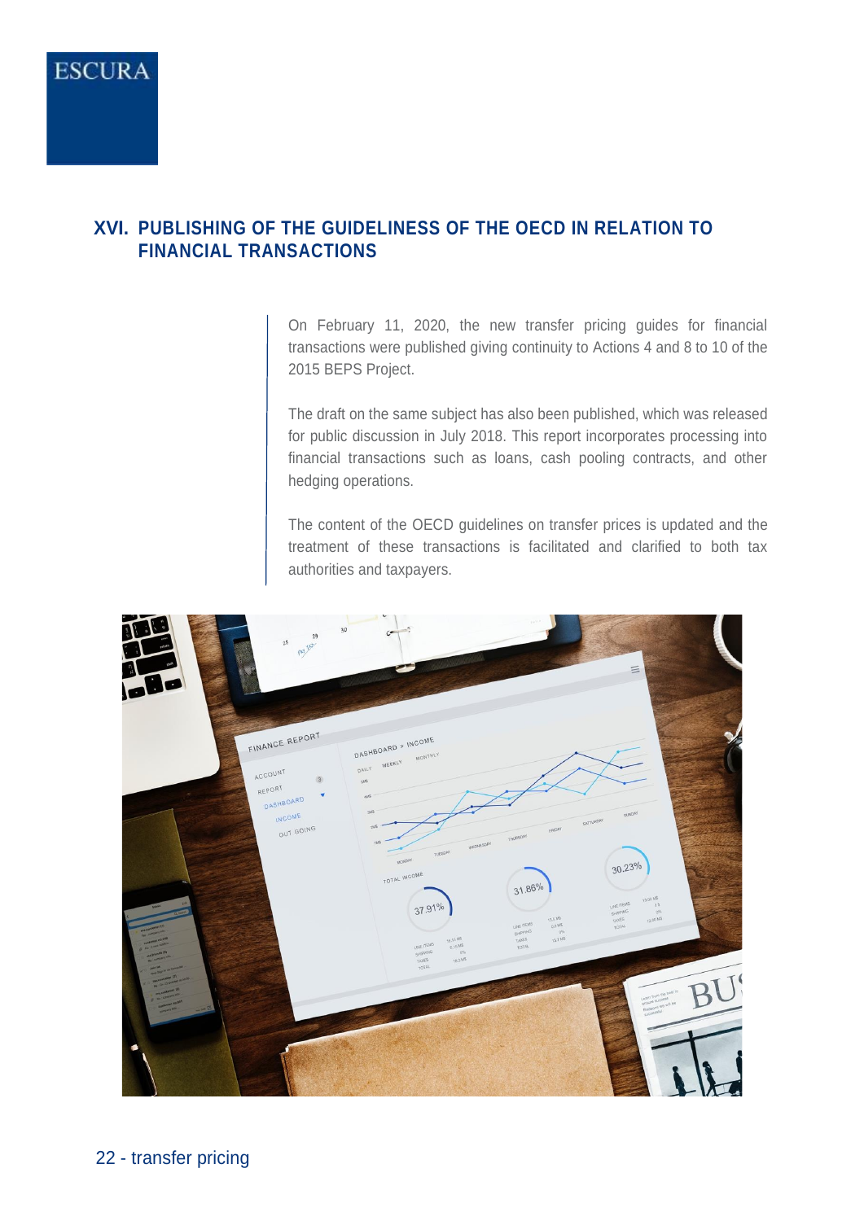## XVI. PUBLISHING OF THE GUIDELINESS OF THE OECD IN RELATION TO FINANCIAL TRANSACTIONS

On February 11, 2020, the new transfer pricing guides for financial transactions were published giving continuity to Actions 4 and 8 to 10 of the 2015 BEPS Project.

The draft on the same subject has also been published, which was released for public discussion in July 2018. This report incorporates processing into financial transactions such as loans, cash pooling contracts, and other hedging operations.

The content of the OECD guidelines on transfer prices is updated and the treatment of these transactions is facilitated and clarified to both tax authorities and taxpayers.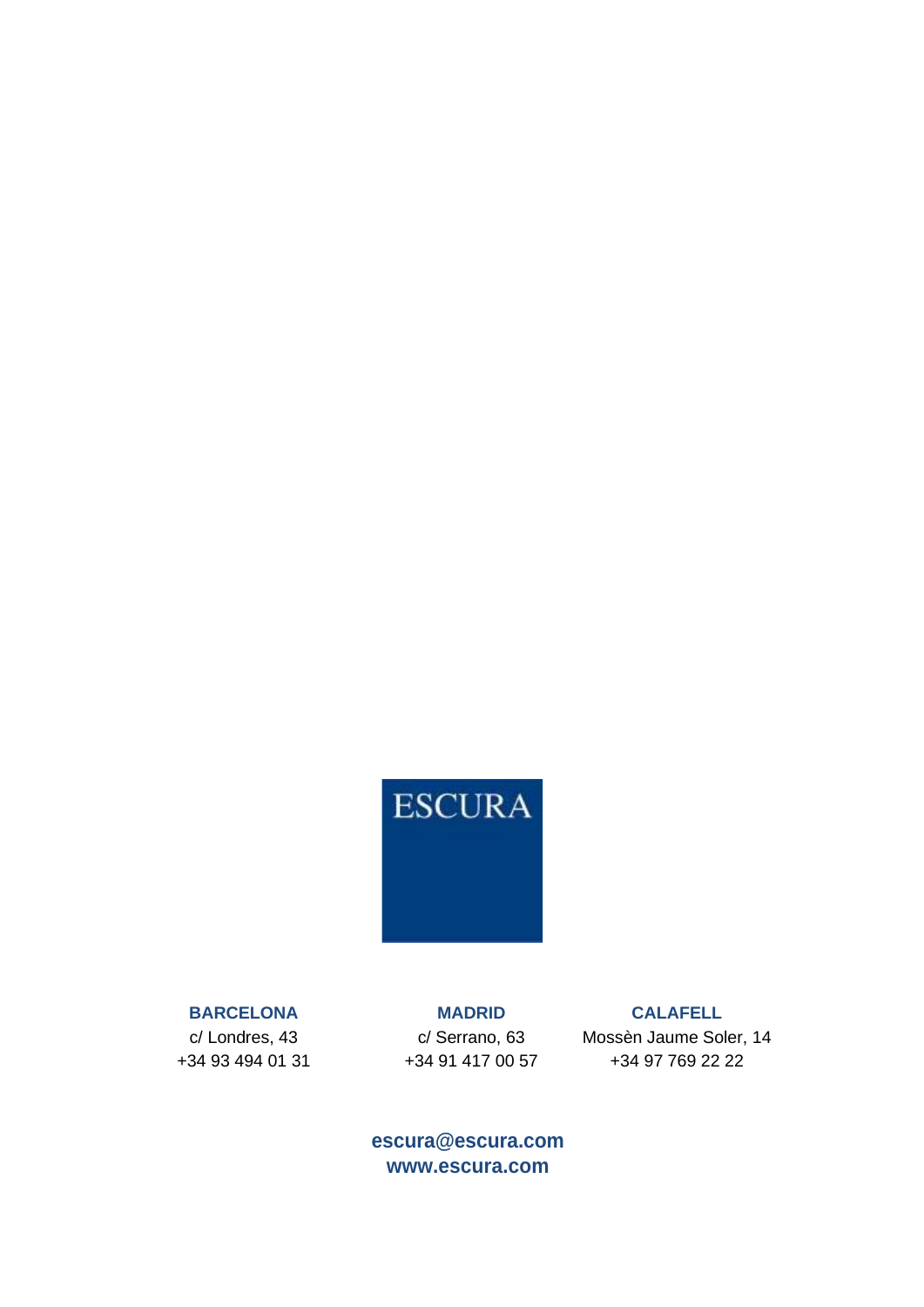ESCURA

**BARCELONA**
c/ Londres, 43
+34 93 494 01 31

**MADRID**
c/ Serrano, 63
+34 91 417 00 57

**CALAFELL**
Mossèn Jaume Soler, 14
+34 97 769 22 22

**escura@escura.com**
**www.escura.com**